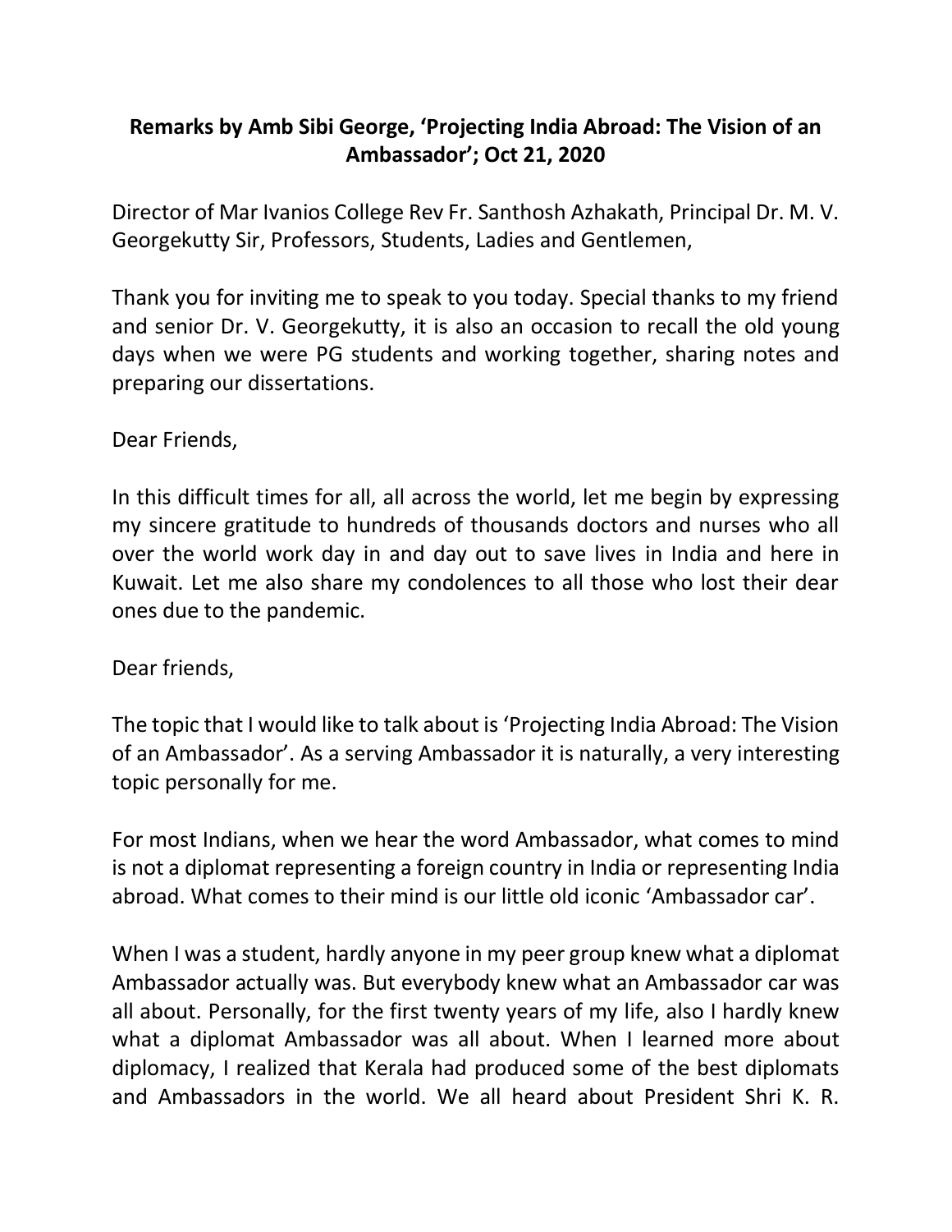**Remarks by Amb Sibi George, 'Projecting India Abroad: The Vision of an Ambassador'; Oct 21, 2020**

Director of Mar Ivanios College Rev Fr. Santhosh Azhakath, Principal Dr. M. V. Georgekutty Sir, Professors, Students, Ladies and Gentlemen,

Thank you for inviting me to speak to you today. Special thanks to my friend and senior Dr. V. Georgekutty, it is also an occasion to recall the old young days when we were PG students and working together, sharing notes and preparing our dissertations.

Dear Friends,

In this difficult times for all, all across the world, let me begin by expressing my sincere gratitude to hundreds of thousands doctors and nurses who all over the world work day in and day out to save lives in India and here in Kuwait. Let me also share my condolences to all those who lost their dear ones due to the pandemic.

Dear friends,

The topic that I would like to talk about is 'Projecting India Abroad: The Vision of an Ambassador'. As a serving Ambassador it is naturally, a very interesting topic personally for me.

For most Indians, when we hear the word Ambassador, what comes to mind is not a diplomat representing a foreign country in India or representing India abroad. What comes to their mind is our little old iconic 'Ambassador car'.

When I was a student, hardly anyone in my peer group knew what a diplomat Ambassador actually was. But everybody knew what an Ambassador car was all about. Personally, for the first twenty years of my life, also I hardly knew what a diplomat Ambassador was all about. When I learned more about diplomacy, I realized that Kerala had produced some of the best diplomats and Ambassadors in the world. We all heard about President Shri K. R.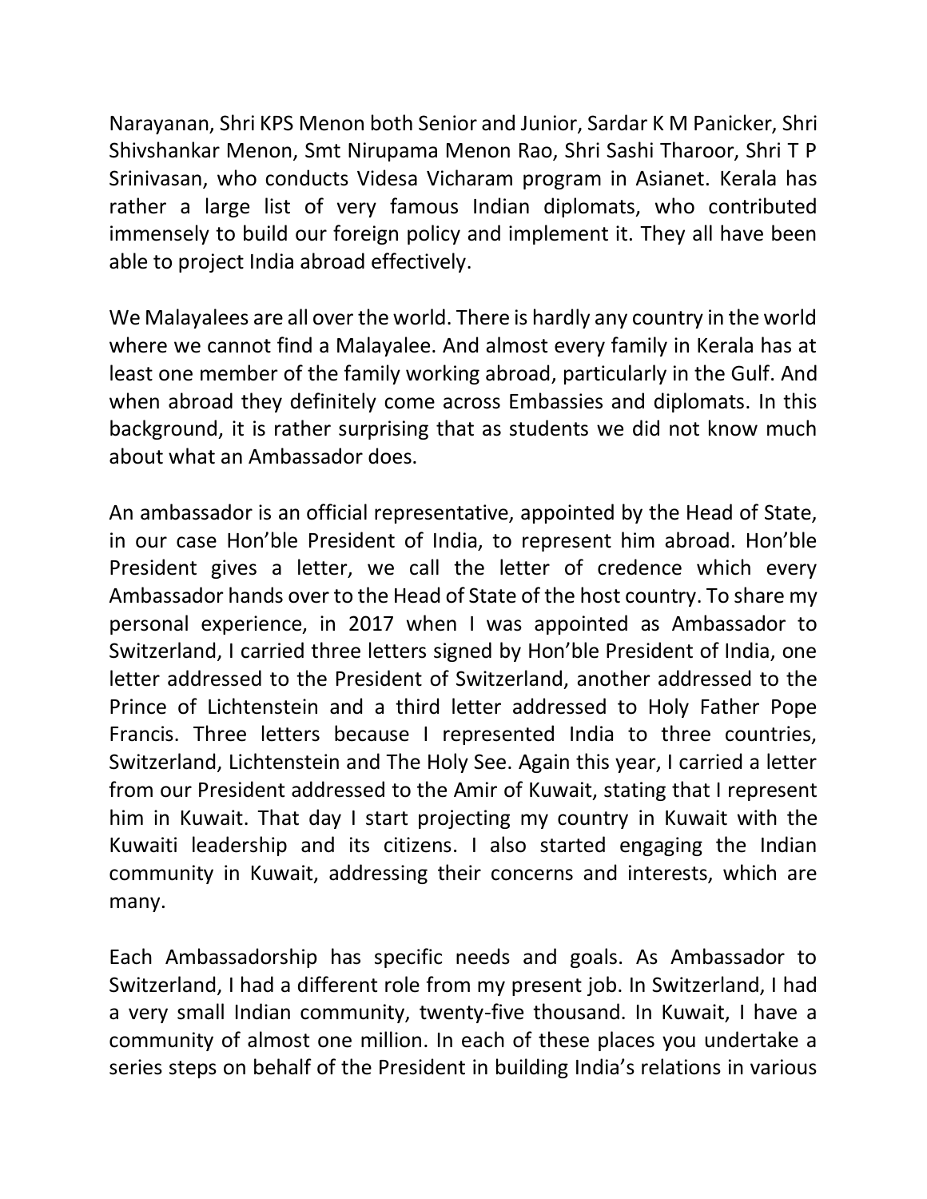Narayanan, Shri KPS Menon both Senior and Junior, Sardar K M Panicker, Shri Shivshankar Menon, Smt Nirupama Menon Rao, Shri Sashi Tharoor, Shri T P Srinivasan, who conducts Videsa Vicharam program in Asianet. Kerala has rather a large list of very famous Indian diplomats, who contributed immensely to build our foreign policy and implement it. They all have been able to project India abroad effectively.

We Malayalees are all over the world. There is hardly any country in the world where we cannot find a Malayalee. And almost every family in Kerala has at least one member of the family working abroad, particularly in the Gulf. And when abroad they definitely come across Embassies and diplomats. In this background, it is rather surprising that as students we did not know much about what an Ambassador does.

An ambassador is an official representative, appointed by the Head of State, in our case Hon'ble President of India, to represent him abroad. Hon'ble President gives a letter, we call the letter of credence which every Ambassador hands over to the Head of State of the host country. To share my personal experience, in 2017 when I was appointed as Ambassador to Switzerland, I carried three letters signed by Hon'ble President of India, one letter addressed to the President of Switzerland, another addressed to the Prince of Lichtenstein and a third letter addressed to Holy Father Pope Francis. Three letters because I represented India to three countries, Switzerland, Lichtenstein and The Holy See. Again this year, I carried a letter from our President addressed to the Amir of Kuwait, stating that I represent him in Kuwait. That day I start projecting my country in Kuwait with the Kuwaiti leadership and its citizens. I also started engaging the Indian community in Kuwait, addressing their concerns and interests, which are many.

Each Ambassadorship has specific needs and goals. As Ambassador to Switzerland, I had a different role from my present job. In Switzerland, I had a very small Indian community, twenty-five thousand. In Kuwait, I have a community of almost one million. In each of these places you undertake a series steps on behalf of the President in building India's relations in various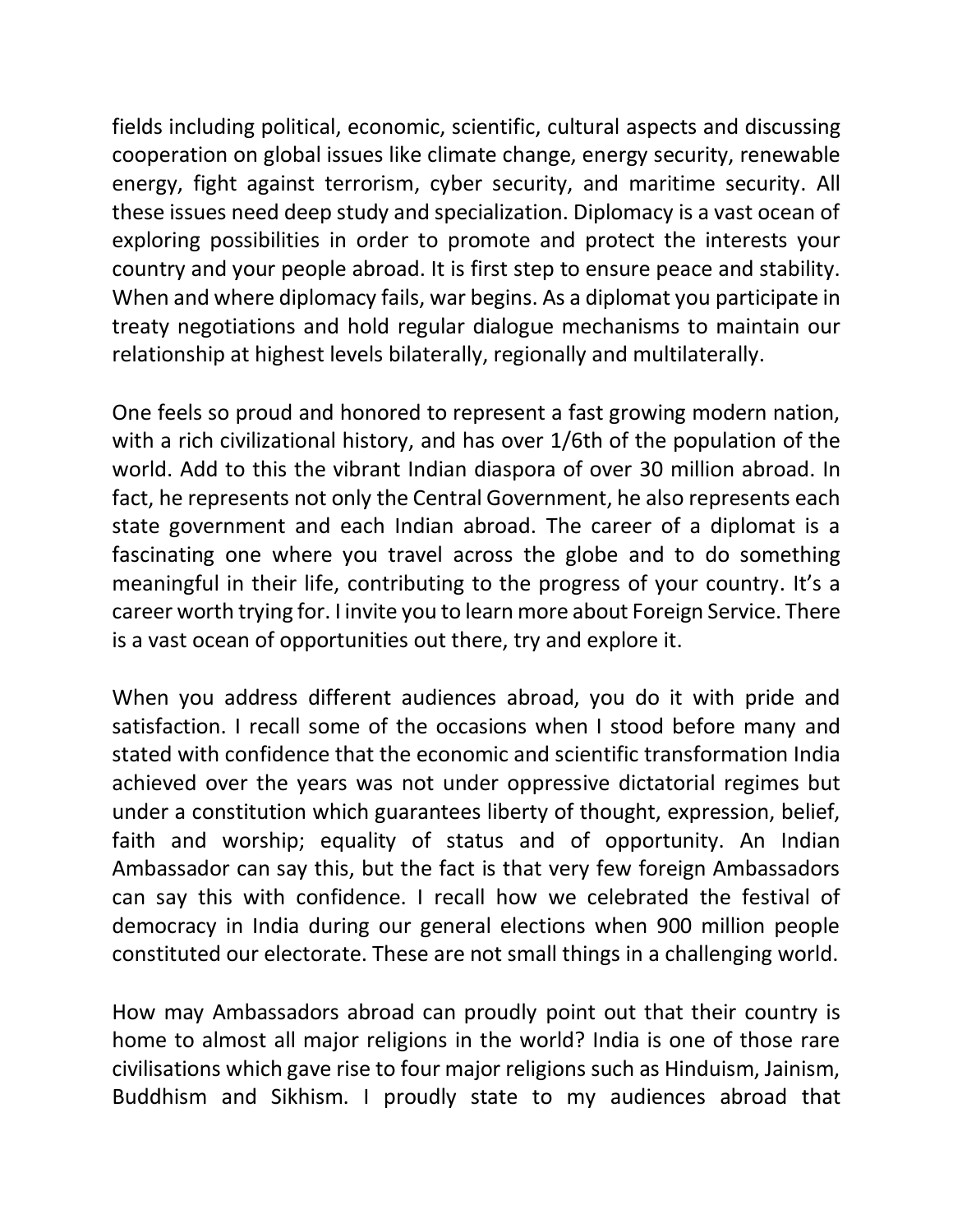fields including political, economic, scientific, cultural aspects and discussing cooperation on global issues like climate change, energy security, renewable energy, fight against terrorism, cyber security, and maritime security. All these issues need deep study and specialization. Diplomacy is a vast ocean of exploring possibilities in order to promote and protect the interests your country and your people abroad. It is first step to ensure peace and stability. When and where diplomacy fails, war begins. As a diplomat you participate in treaty negotiations and hold regular dialogue mechanisms to maintain our relationship at highest levels bilaterally, regionally and multilaterally.

One feels so proud and honored to represent a fast growing modern nation, with a rich civilizational history, and has over 1/6th of the population of the world. Add to this the vibrant Indian diaspora of over 30 million abroad. In fact, he represents not only the Central Government, he also represents each state government and each Indian abroad. The career of a diplomat is a fascinating one where you travel across the globe and to do something meaningful in their life, contributing to the progress of your country. It's a career worth trying for. I invite you to learn more about Foreign Service. There is a vast ocean of opportunities out there, try and explore it.

When you address different audiences abroad, you do it with pride and satisfaction. I recall some of the occasions when I stood before many and stated with confidence that the economic and scientific transformation India achieved over the years was not under oppressive dictatorial regimes but under a constitution which guarantees liberty of thought, expression, belief, faith and worship; equality of status and of opportunity. An Indian Ambassador can say this, but the fact is that very few foreign Ambassadors can say this with confidence. I recall how we celebrated the festival of democracy in India during our general elections when 900 million people constituted our electorate. These are not small things in a challenging world.

How may Ambassadors abroad can proudly point out that their country is home to almost all major religions in the world? India is one of those rare civilisations which gave rise to four major religions such as Hinduism, Jainism, Buddhism and Sikhism. I proudly state to my audiences abroad that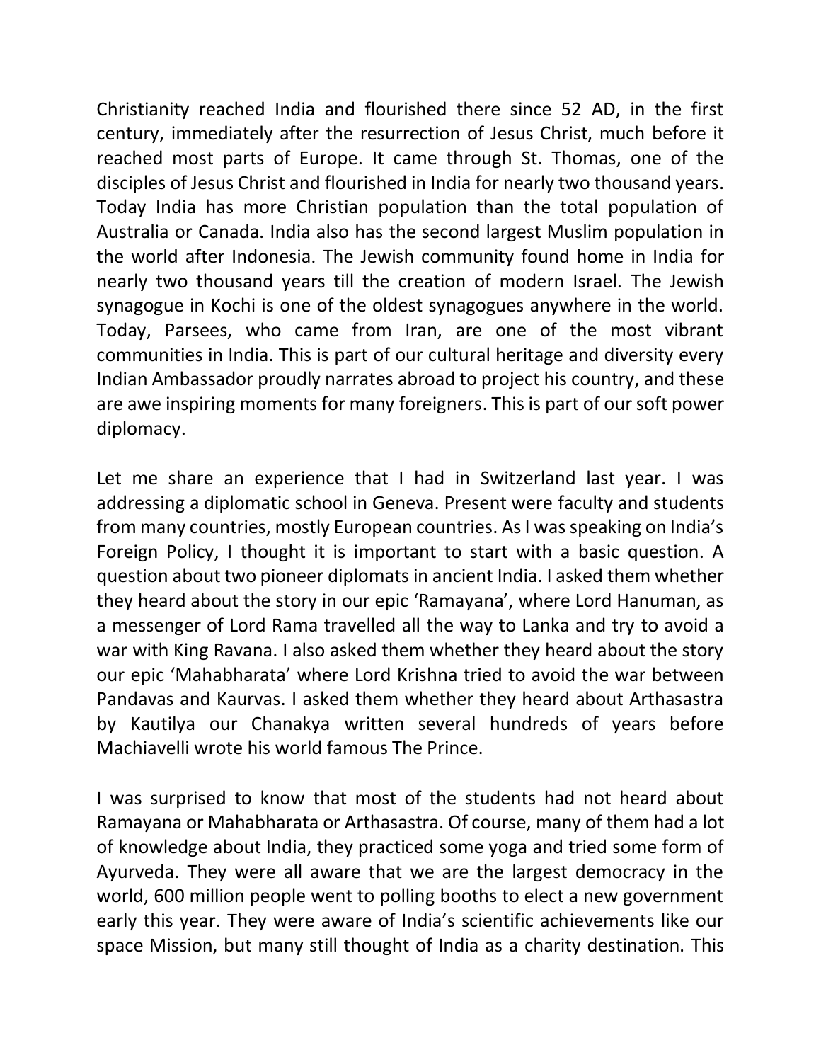Christianity reached India and flourished there since 52 AD, in the first century, immediately after the resurrection of Jesus Christ, much before it reached most parts of Europe. It came through St. Thomas, one of the disciples of Jesus Christ and flourished in India for nearly two thousand years. Today India has more Christian population than the total population of Australia or Canada. India also has the second largest Muslim population in the world after Indonesia. The Jewish community found home in India for nearly two thousand years till the creation of modern Israel. The Jewish synagogue in Kochi is one of the oldest synagogues anywhere in the world. Today, Parsees, who came from Iran, are one of the most vibrant communities in India. This is part of our cultural heritage and diversity every Indian Ambassador proudly narrates abroad to project his country, and these are awe inspiring moments for many foreigners. This is part of our soft power diplomacy.

Let me share an experience that I had in Switzerland last year. I was addressing a diplomatic school in Geneva. Present were faculty and students from many countries, mostly European countries. As I was speaking on India's Foreign Policy, I thought it is important to start with a basic question. A question about two pioneer diplomats in ancient India. I asked them whether they heard about the story in our epic 'Ramayana', where Lord Hanuman, as a messenger of Lord Rama travelled all the way to Lanka and try to avoid a war with King Ravana. I also asked them whether they heard about the story our epic 'Mahabharata' where Lord Krishna tried to avoid the war between Pandavas and Kaurvas. I asked them whether they heard about Arthasastra by Kautilya our Chanakya written several hundreds of years before Machiavelli wrote his world famous The Prince.

I was surprised to know that most of the students had not heard about Ramayana or Mahabharata or Arthasastra. Of course, many of them had a lot of knowledge about India, they practiced some yoga and tried some form of Ayurveda. They were all aware that we are the largest democracy in the world, 600 million people went to polling booths to elect a new government early this year. They were aware of India's scientific achievements like our space Mission, but many still thought of India as a charity destination. This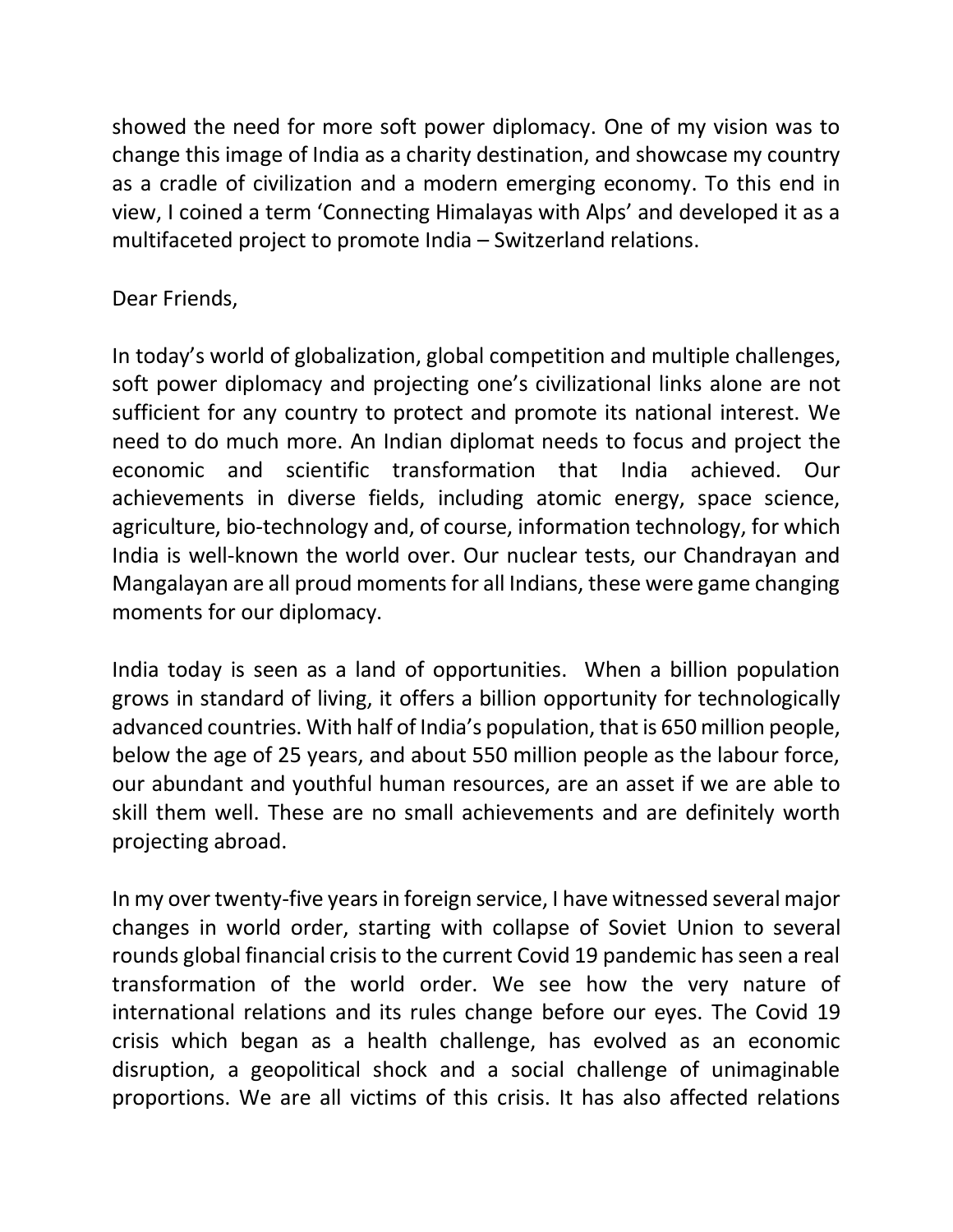showed the need for more soft power diplomacy. One of my vision was to change this image of India as a charity destination, and showcase my country as a cradle of civilization and a modern emerging economy. To this end in view, I coined a term 'Connecting Himalayas with Alps' and developed it as a multifaceted project to promote India – Switzerland relations.

Dear Friends,

In today's world of globalization, global competition and multiple challenges, soft power diplomacy and projecting one's civilizational links alone are not sufficient for any country to protect and promote its national interest. We need to do much more. An Indian diplomat needs to focus and project the economic and scientific transformation that India achieved. Our achievements in diverse fields, including atomic energy, space science, agriculture, bio-technology and, of course, information technology, for which India is well-known the world over. Our nuclear tests, our Chandrayan and Mangalayan are all proud moments for all Indians, these were game changing moments for our diplomacy.

India today is seen as a land of opportunities. When a billion population grows in standard of living, it offers a billion opportunity for technologically advanced countries. With half of India's population, that is 650 million people, below the age of 25 years, and about 550 million people as the labour force, our abundant and youthful human resources, are an asset if we are able to skill them well. These are no small achievements and are definitely worth projecting abroad.

In my over twenty-five years in foreign service, I have witnessed several major changes in world order, starting with collapse of Soviet Union to several rounds global financial crisis to the current Covid 19 pandemic has seen a real transformation of the world order. We see how the very nature of international relations and its rules change before our eyes. The Covid 19 crisis which began as a health challenge, has evolved as an economic disruption, a geopolitical shock and a social challenge of unimaginable proportions. We are all victims of this crisis. It has also affected relations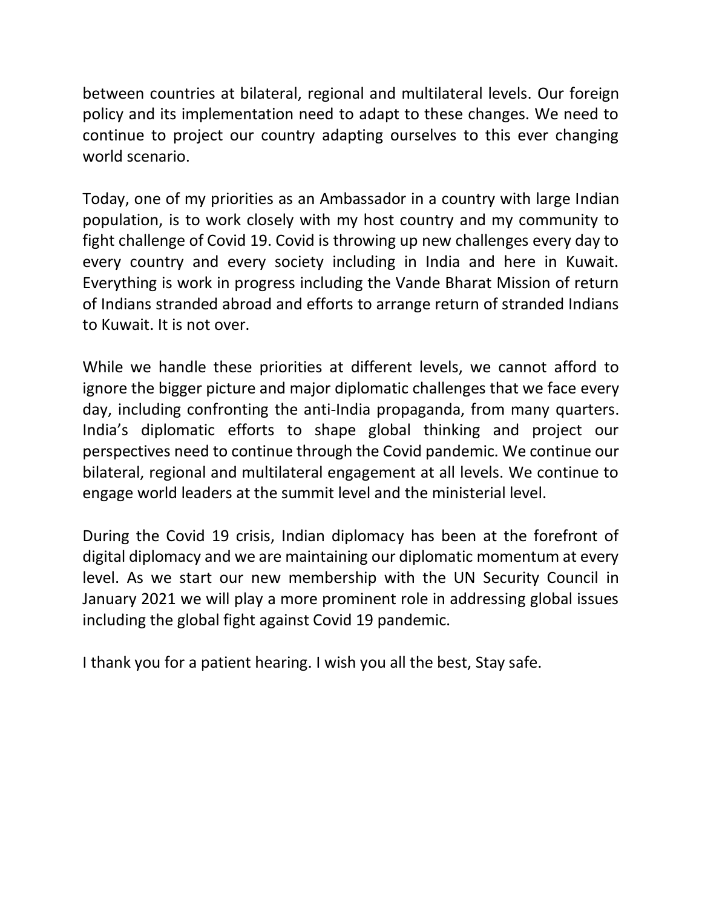between countries at bilateral, regional and multilateral levels. Our foreign policy and its implementation need to adapt to these changes. We need to continue to project our country adapting ourselves to this ever changing world scenario.

Today, one of my priorities as an Ambassador in a country with large Indian population, is to work closely with my host country and my community to fight challenge of Covid 19. Covid is throwing up new challenges every day to every country and every society including in India and here in Kuwait. Everything is work in progress including the Vande Bharat Mission of return of Indians stranded abroad and efforts to arrange return of stranded Indians to Kuwait. It is not over.

While we handle these priorities at different levels, we cannot afford to ignore the bigger picture and major diplomatic challenges that we face every day, including confronting the anti-India propaganda, from many quarters. India's diplomatic efforts to shape global thinking and project our perspectives need to continue through the Covid pandemic. We continue our bilateral, regional and multilateral engagement at all levels. We continue to engage world leaders at the summit level and the ministerial level.

During the Covid 19 crisis, Indian diplomacy has been at the forefront of digital diplomacy and we are maintaining our diplomatic momentum at every level. As we start our new membership with the UN Security Council in January 2021 we will play a more prominent role in addressing global issues including the global fight against Covid 19 pandemic.

I thank you for a patient hearing. I wish you all the best, Stay safe.